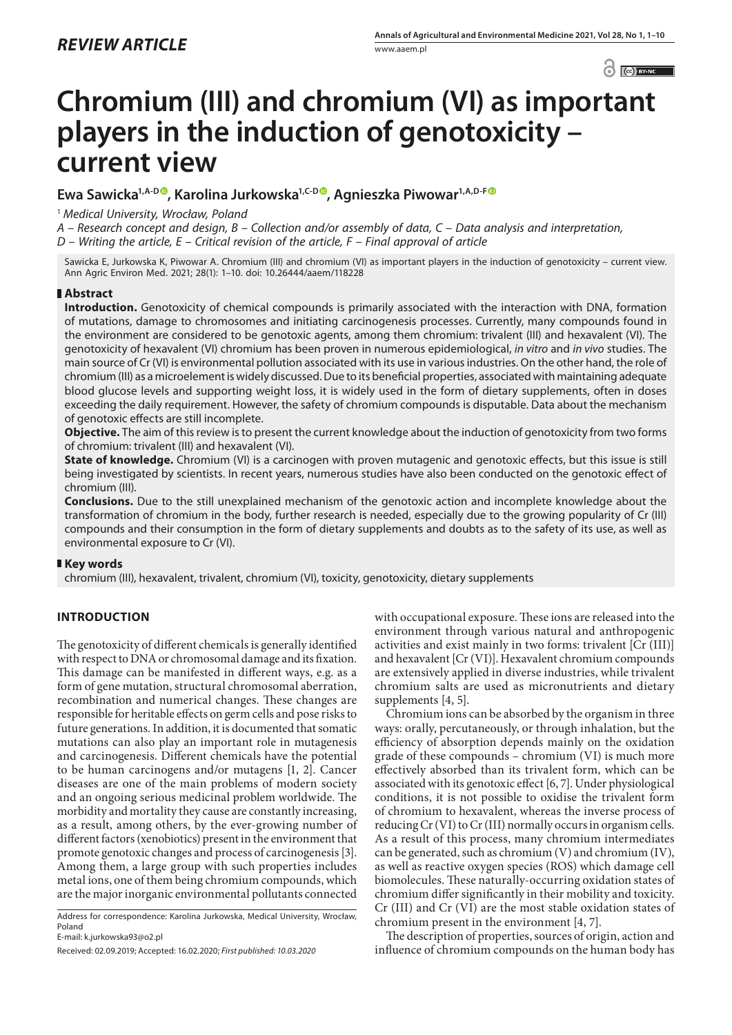*REVIEW ARTICLE*

# Chromium (III) and chromium (VI) as important players in the induction of genotoxicity – current view

**Ewa Sawicka[1,A-D], Karolina Jurkowska[1,C-D], Agnieszka Piwowar[1,A,D-F]**

[1] *Medical University, Wrocław, Poland*

*A – Research concept and design, B – Collection and/or assembly of data, C – Data analysis and interpretation, D – Writing the article, E – Critical revision of the article, F – Final approval of article*

Sawicka E, Jurkowska K, Piwowar A. Chromium (III) and chromium (VI) as important players in the induction of genotoxicity – current view. Ann Agric Environ Med. 2021; 28(1): 1–10. doi: 10.26444/aaem/118228

## Abstract

**Introduction.** Genotoxicity of chemical compounds is primarily associated with the interaction with DNA, formation of mutations, damage to chromosomes and initiating carcinogenesis processes. Currently, many compounds found in the environment are considered to be genotoxic agents, among them chromium: trivalent (III) and hexavalent (VI). The genotoxicity of hexavalent (VI) chromium has been proven in numerous epidemiological, *in vitro* and *in vivo* studies. The main source of Cr (VI) is environmental pollution associated with its use in various industries. On the other hand, the role of chromium (III) as a microelement is widely discussed. Due to its beneficial properties, associated with maintaining adequate blood glucose levels and supporting weight loss, it is widely used in the form of dietary supplements, often in doses exceeding the daily requirement. However, the safety of chromium compounds is disputable. Data about the mechanism of genotoxic effects are still incomplete.

**Objective.** The aim of this review is to present the current knowledge about the induction of genotoxicity from two forms of chromium: trivalent (III) and hexavalent (VI).

**State of knowledge.** Chromium (VI) is a carcinogen with proven mutagenic and genotoxic effects, but this issue is still being investigated by scientists. In recent years, numerous studies have also been conducted on the genotoxic effect of chromium (III).

**Conclusions.** Due to the still unexplained mechanism of the genotoxic action and incomplete knowledge about the transformation of chromium in the body, further research is needed, especially due to the growing popularity of Cr (III) compounds and their consumption in the form of dietary supplements and doubts as to the safety of its use, as well as environmental exposure to Cr (VI).

## Key words

chromium (III), hexavalent, trivalent, chromium (VI), toxicity, genotoxicity, dietary supplements

## INTRODUCTION

The genotoxicity of different chemicals is generally identified with respect to DNA or chromosomal damage and its fixation. This damage can be manifested in different ways, e.g. as a form of gene mutation, structural chromosomal aberration, recombination and numerical changes. These changes are responsible for heritable effects on germ cells and pose risks to future generations. In addition, it is documented that somatic mutations can also play an important role in mutagenesis and carcinogenesis. Different chemicals have the potential to be human carcinogens and/or mutagens [1, 2]. Cancer diseases are one of the main problems of modern society and an ongoing serious medicinal problem worldwide. The morbidity and mortality they cause are constantly increasing, as a result, among others, by the ever-growing number of different factors (xenobiotics) present in the environment that promote genotoxic changes and process of carcinogenesis [3]. Among them, a large group with such properties includes metal ions, one of them being chromium compounds, which are the major inorganic environmental pollutants connected with occupational exposure. These ions are released into the environment through various natural and anthropogenic activities and exist mainly in two forms: trivalent [Cr (III)] and hexavalent [Cr (VI)]. Hexavalent chromium compounds are extensively applied in diverse industries, while trivalent chromium salts are used as micronutrients and dietary supplements [4, 5].

Chromium ions can be absorbed by the organism in three ways: orally, percutaneously, or through inhalation, but the efficiency of absorption depends mainly on the oxidation grade of these compounds – chromium (VI) is much more effectively absorbed than its trivalent form, which can be associated with its genotoxic effect [6, 7]. Under physiological conditions, it is not possible to oxidise the trivalent form of chromium to hexavalent, whereas the inverse process of reducing Cr (VI) to Cr (III) normally occurs in organism cells. As a result of this process, many chromium intermediates can be generated, such as chromium (V) and chromium (IV), as well as reactive oxygen species (ROS) which damage cell biomolecules. These naturally-occurring oxidation states of chromium differ significantly in their mobility and toxicity. Cr (III) and Cr (VI) are the most stable oxidation states of chromium present in the environment [4, 7].

The description of properties, sources of origin, action and influence of chromium compounds on the human body has

Address for correspondence: Karolina Jurkowska, Medical University, Wrocław, Poland
E-mail: k.jurkowska93@o2.pl

Received: 02.09.2019; Accepted: 16.02.2020; *First published: 10.03.2020*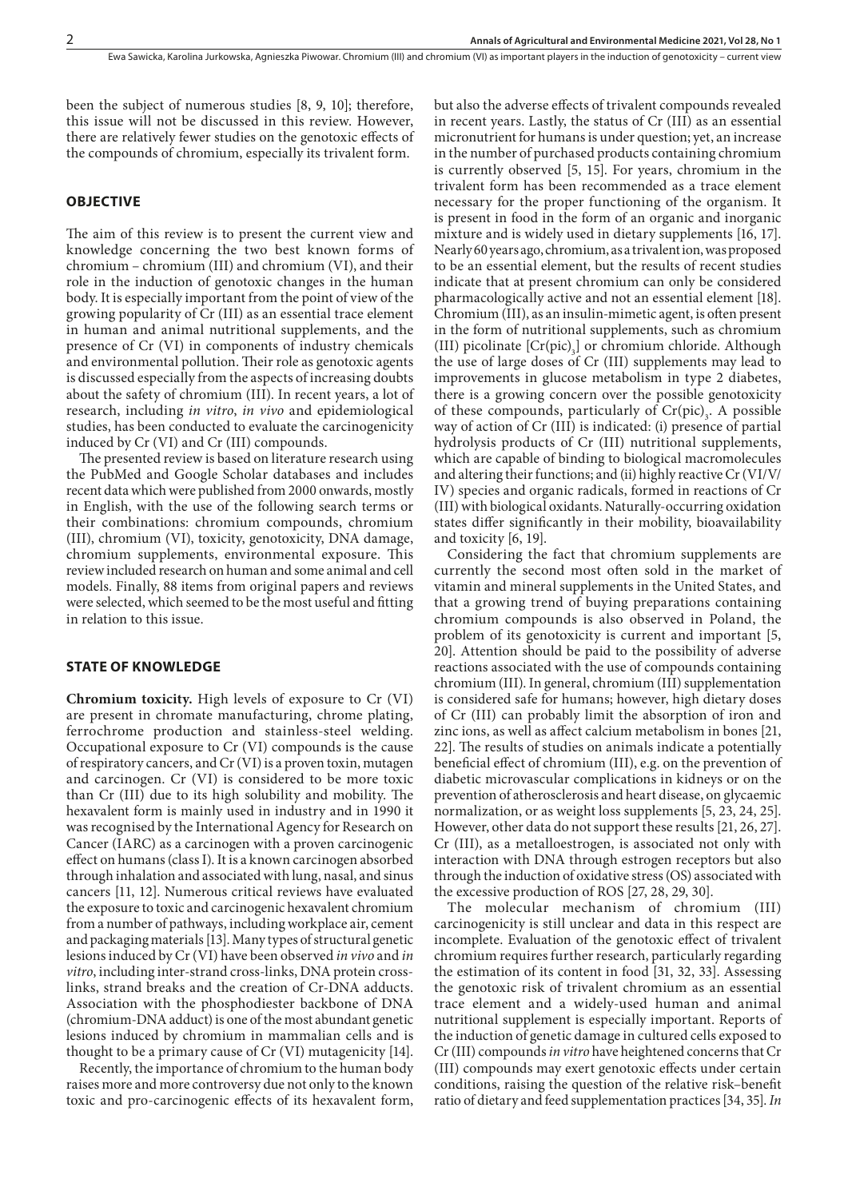been the subject of numerous studies [8, 9, 10]; therefore, this issue will not be discussed in this review. However, there are relatively fewer studies on the genotoxic effects of the compounds of chromium, especially its trivalent form.

## OBJECTIVE

The aim of this review is to present the current view and knowledge concerning the two best known forms of chromium – chromium (III) and chromium (VI), and their role in the induction of genotoxic changes in the human body. It is especially important from the point of view of the growing popularity of Cr (III) as an essential trace element in human and animal nutritional supplements, and the presence of Cr (VI) in components of industry chemicals and environmental pollution. Their role as genotoxic agents is discussed especially from the aspects of increasing doubts about the safety of chromium (III). In recent years, a lot of research, including *in vitro*, *in vivo* and epidemiological studies, has been conducted to evaluate the carcinogenicity induced by Cr (VI) and Cr (III) compounds.

The presented review is based on literature research using the PubMed and Google Scholar databases and includes recent data which were published from 2000 onwards, mostly in English, with the use of the following search terms or their combinations: chromium compounds, chromium (III), chromium (VI), toxicity, genotoxicity, DNA damage, chromium supplements, environmental exposure. This review included research on human and some animal and cell models. Finally, 88 items from original papers and reviews were selected, which seemed to be the most useful and fitting in relation to this issue.

## STATE OF KNOWLEDGE

**Chromium toxicity.** High levels of exposure to Cr (VI) are present in chromate manufacturing, chrome plating, ferrochrome production and stainless-steel welding. Occupational exposure to Cr (VI) compounds is the cause of respiratory cancers, and Cr (VI) is a proven toxin, mutagen and carcinogen. Cr (VI) is considered to be more toxic than Cr (III) due to its high solubility and mobility. The hexavalent form is mainly used in industry and in 1990 it was recognised by the International Agency for Research on Cancer (IARC) as a carcinogen with a proven carcinogenic effect on humans (class I). It is a known carcinogen absorbed through inhalation and associated with lung, nasal, and sinus cancers [11, 12]. Numerous critical reviews have evaluated the exposure to toxic and carcinogenic hexavalent chromium from a number of pathways, including workplace air, cement and packaging materials [13]. Many types of structural genetic lesions induced by Cr (VI) have been observed *in vivo* and *in vitro*, including inter-strand cross-links, DNA protein cross-links, strand breaks and the creation of Cr-DNA adducts. Association with the phosphodiester backbone of DNA (chromium-DNA adduct) is one of the most abundant genetic lesions induced by chromium in mammalian cells and is thought to be a primary cause of Cr (VI) mutagenicity [14].

Recently, the importance of chromium to the human body raises more and more controversy due not only to the known toxic and pro-carcinogenic effects of its hexavalent form, but also the adverse effects of trivalent compounds revealed in recent years. Lastly, the status of Cr (III) as an essential micronutrient for humans is under question; yet, an increase in the number of purchased products containing chromium is currently observed [5, 15]. For years, chromium in the trivalent form has been recommended as a trace element necessary for the proper functioning of the organism. It is present in food in the form of an organic and inorganic mixture and is widely used in dietary supplements [16, 17]. Nearly 60 years ago, chromium, as a trivalent ion, was proposed to be an essential element, but the results of recent studies indicate that at present chromium can only be considered pharmacologically active and not an essential element [18]. Chromium (III), as an insulin-mimetic agent, is often present in the form of nutritional supplements, such as chromium (III) picolinate [$Cr(pic)_3$] or chromium chloride. Although the use of large doses of Cr (III) supplements may lead to improvements in glucose metabolism in type 2 diabetes, there is a growing concern over the possible genotoxicity of these compounds, particularly of $Cr(pic)_3$. A possible way of action of Cr (III) is indicated: (i) presence of partial hydrolysis products of Cr (III) nutritional supplements, which are capable of binding to biological macromolecules and altering their functions; and (ii) highly reactive Cr (VI/V/IV) species and organic radicals, formed in reactions of Cr (III) with biological oxidants. Naturally-occurring oxidation states differ significantly in their mobility, bioavailability and toxicity [6, 19].

Considering the fact that chromium supplements are currently the second most often sold in the market of vitamin and mineral supplements in the United States, and that a growing trend of buying preparations containing chromium compounds is also observed in Poland, the problem of its genotoxicity is current and important [5, 20]. Attention should be paid to the possibility of adverse reactions associated with the use of compounds containing chromium (III). In general, chromium (III) supplementation is considered safe for humans; however, high dietary doses of Cr (III) can probably limit the absorption of iron and zinc ions, as well as affect calcium metabolism in bones [21, 22]. The results of studies on animals indicate a potentially beneficial effect of chromium (III), e.g. on the prevention of diabetic microvascular complications in kidneys or on the prevention of atherosclerosis and heart disease, on glycaemic normalization, or as weight loss supplements [5, 23, 24, 25]. However, other data do not support these results [21, 26, 27]. Cr (III), as a metalloestrogen, is associated not only with interaction with DNA through estrogen receptors but also through the induction of oxidative stress (OS) associated with the excessive production of ROS [27, 28, 29, 30].

The molecular mechanism of chromium (III) carcinogenicity is still unclear and data in this respect are incomplete. Evaluation of the genotoxic effect of trivalent chromium requires further research, particularly regarding the estimation of its content in food [31, 32, 33]. Assessing the genotoxic risk of trivalent chromium as an essential trace element and a widely-used human and animal nutritional supplement is especially important. Reports of the induction of genetic damage in cultured cells exposed to Cr (III) compounds *in vitro* have heightened concerns that Cr (III) compounds may exert genotoxic effects under certain conditions, raising the question of the relative risk–benefit ratio of dietary and feed supplementation practices [34, 35]. *In*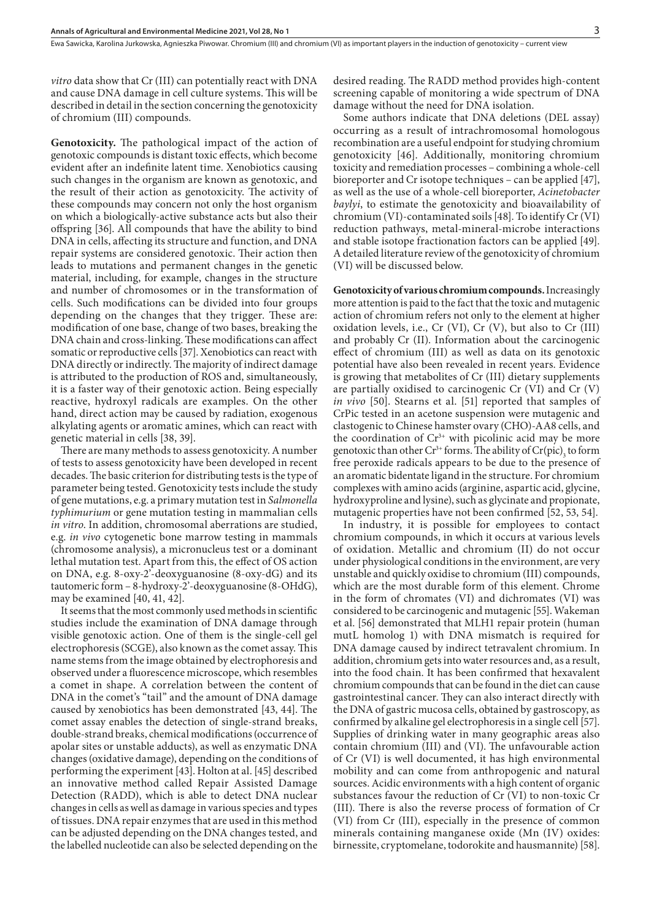*vitro* data show that Cr (III) can potentially react with DNA and cause DNA damage in cell culture systems. This will be described in detail in the section concerning the genotoxicity of chromium (III) compounds.

**Genotoxicity.** The pathological impact of the action of genotoxic compounds is distant toxic effects, which become evident after an indefinite latent time. Xenobiotics causing such changes in the organism are known as genotoxic, and the result of their action as genotoxicity. The activity of these compounds may concern not only the host organism on which a biologically-active substance acts but also their offspring [36]. All compounds that have the ability to bind DNA in cells, affecting its structure and function, and DNA repair systems are considered genotoxic. Their action then leads to mutations and permanent changes in the genetic material, including, for example, changes in the structure and number of chromosomes or in the transformation of cells. Such modifications can be divided into four groups depending on the changes that they trigger. These are: modification of one base, change of two bases, breaking the DNA chain and cross-linking. These modifications can affect somatic or reproductive cells [37]. Xenobiotics can react with DNA directly or indirectly. The majority of indirect damage is attributed to the production of ROS and, simultaneously, it is a faster way of their genotoxic action. Being especially reactive, hydroxyl radicals are examples. On the other hand, direct action may be caused by radiation, exogenous alkylating agents or aromatic amines, which can react with genetic material in cells [38, 39].

There are many methods to assess genotoxicity. A number of tests to assess genotoxicity have been developed in recent decades. The basic criterion for distributing tests is the type of parameter being tested. Genotoxicity tests include the study of gene mutations, e.g. a primary mutation test in *Salmonella typhimurium* or gene mutation testing in mammalian cells *in vitro*. In addition, chromosomal aberrations are studied, e.g. *in vivo* cytogenetic bone marrow testing in mammals (chromosome analysis), a micronucleus test or a dominant lethal mutation test. Apart from this, the effect of OS action on DNA, e.g. 8-oxy-2'-deoxyguanosine (8-oxy-dG) and its tautomeric form – 8-hydroxy-2'-deoxyguanosine (8-OHdG), may be examined [40, 41, 42].

It seems that the most commonly used methods in scientific studies include the examination of DNA damage through visible genotoxic action. One of them is the single-cell gel electrophoresis (SCGE), also known as the comet assay. This name stems from the image obtained by electrophoresis and observed under a fluorescence microscope, which resembles a comet in shape. A correlation between the content of DNA in the comet's "tail" and the amount of DNA damage caused by xenobiotics has been demonstrated [43, 44]. The comet assay enables the detection of single-strand breaks, double-strand breaks, chemical modifications (occurrence of apolar sites or unstable adducts), as well as enzymatic DNA changes (oxidative damage), depending on the conditions of performing the experiment [43]. Holton at al. [45] described an innovative method called Repair Assisted Damage Detection (RADD), which is able to detect DNA nuclear changes in cells as well as damage in various species and types of tissues. DNA repair enzymes that are used in this method can be adjusted depending on the DNA changes tested, and the labelled nucleotide can also be selected depending on the desired reading. The RADD method provides high-content screening capable of monitoring a wide spectrum of DNA damage without the need for DNA isolation.

Some authors indicate that DNA deletions (DEL assay) occurring as a result of intrachromosomal homologous recombination are a useful endpoint for studying chromium genotoxicity [46]. Additionally, monitoring chromium toxicity and remediation processes – combining a whole-cell bioreporter and Cr isotope techniques – can be applied [47], as well as the use of a whole-cell bioreporter, *Acinetobacter baylyi*, to estimate the genotoxicity and bioavailability of chromium (VI)-contaminated soils [48]. To identify Cr (VI) reduction pathways, metal-mineral-microbe interactions and stable isotope fractionation factors can be applied [49]. A detailed literature review of the genotoxicity of chromium (VI) will be discussed below.

**Genotoxicity of various chromium compounds.** Increasingly more attention is paid to the fact that the toxic and mutagenic action of chromium refers not only to the element at higher oxidation levels, i.e., Cr (VI), Cr (V), but also to Cr (III) and probably Cr (II). Information about the carcinogenic effect of chromium (III) as well as data on its genotoxic potential have also been revealed in recent years. Evidence is growing that metabolites of Cr (III) dietary supplements are partially oxidised to carcinogenic Cr (VI) and Cr (V) *in vivo* [50]. Stearns et al. [51] reported that samples of CrPic tested in an acetone suspension were mutagenic and clastogenic to Chinese hamster ovary (CHO)-AA8 cells, and the coordination of $Cr^{3+}$ with picolinic acid may be more genotoxic than other $Cr^{3+}$ forms. The ability of $Cr(pic)_3$ to form free peroxide radicals appears to be due to the presence of an aromatic bidentate ligand in the structure. For chromium complexes with amino acids (arginine, aspartic acid, glycine, hydroxyproline and lysine), such as glycinate and propionate, mutagenic properties have not been confirmed [52, 53, 54].

In industry, it is possible for employees to contact chromium compounds, in which it occurs at various levels of oxidation. Metallic and chromium (II) do not occur under physiological conditions in the environment, are very unstable and quickly oxidise to chromium (III) compounds, which are the most durable form of this element. Chrome in the form of chromates (VI) and dichromates (VI) was considered to be carcinogenic and mutagenic [55]. Wakeman et al. [56] demonstrated that MLH1 repair protein (human mutL homolog 1) with DNA mismatch is required for DNA damage caused by indirect tetravalent chromium. In addition, chromium gets into water resources and, as a result, into the food chain. It has been confirmed that hexavalent chromium compounds that can be found in the diet can cause gastrointestinal cancer. They can also interact directly with the DNA of gastric mucosa cells, obtained by gastroscopy, as confirmed by alkaline gel electrophoresis in a single cell [57]. Supplies of drinking water in many geographic areas also contain chromium (III) and (VI). The unfavourable action of Cr (VI) is well documented, it has high environmental mobility and can come from anthropogenic and natural sources. Acidic environments with a high content of organic substances favour the reduction of Cr (VI) to non-toxic Cr (III). There is also the reverse process of formation of Cr (VI) from Cr (III), especially in the presence of common minerals containing manganese oxide (Mn (IV) oxides: birnessite, cryptomelane, todorokite and hausmannite) [58].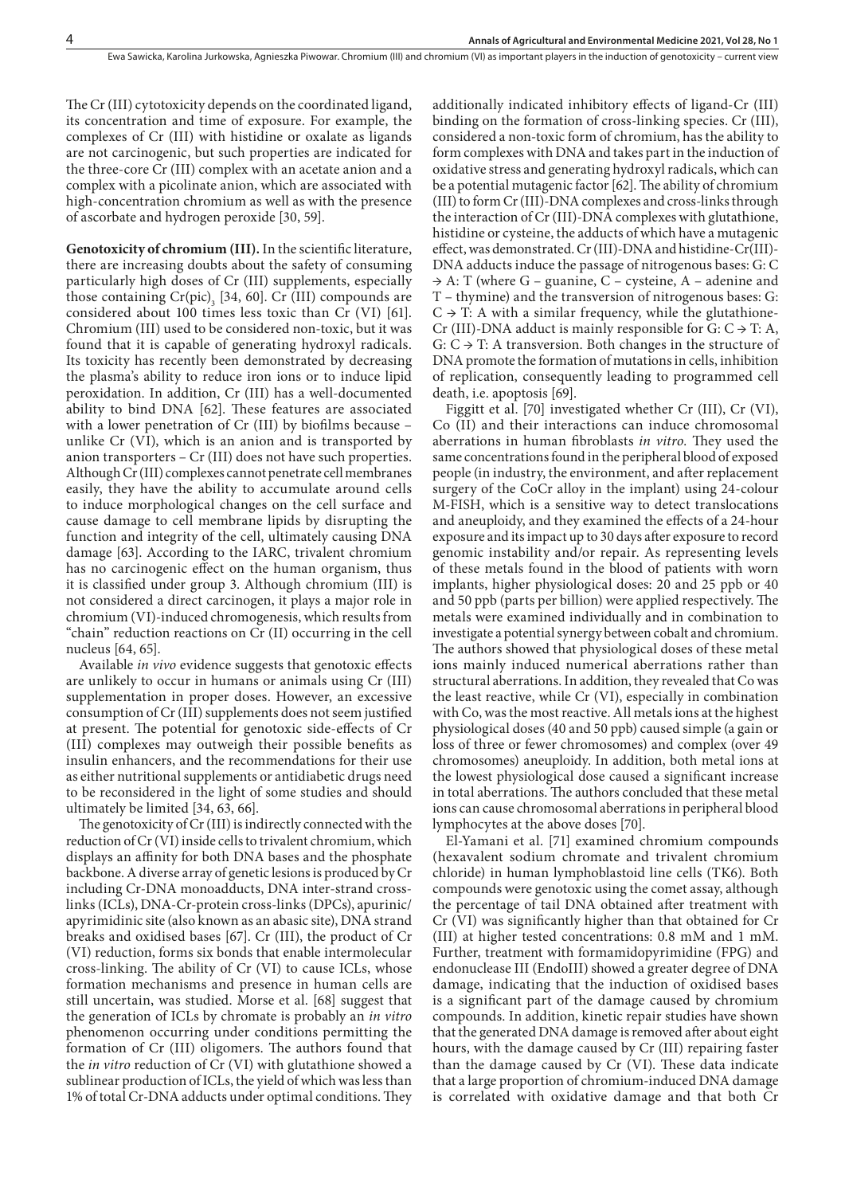The Cr (III) cytotoxicity depends on the coordinated ligand, its concentration and time of exposure. For example, the complexes of Cr (III) with histidine or oxalate as ligands are not carcinogenic, but such properties are indicated for the three-core Cr (III) complex with an acetate anion and a complex with a picolinate anion, which are associated with high-concentration chromium as well as with the presence of ascorbate and hydrogen peroxide [30, 59].

**Genotoxicity of chromium (III).** In the scientific literature, there are increasing doubts about the safety of consuming particularly high doses of Cr (III) supplements, especially those containing $Cr(pic)_3$ [34, 60]. Cr (III) compounds are considered about 100 times less toxic than Cr (VI) [61]. Chromium (III) used to be considered non-toxic, but it was found that it is capable of generating hydroxyl radicals. Its toxicity has recently been demonstrated by decreasing the plasma's ability to reduce iron ions or to induce lipid peroxidation. In addition, Cr (III) has a well-documented ability to bind DNA [62]. These features are associated with a lower penetration of Cr (III) by biofilms because – unlike Cr (VI), which is an anion and is transported by anion transporters – Cr (III) does not have such properties. Although Cr (III) complexes cannot penetrate cell membranes easily, they have the ability to accumulate around cells to induce morphological changes on the cell surface and cause damage to cell membrane lipids by disrupting the function and integrity of the cell, ultimately causing DNA damage [63]. According to the IARC, trivalent chromium has no carcinogenic effect on the human organism, thus it is classified under group 3. Although chromium (III) is not considered a direct carcinogen, it plays a major role in chromium (VI)-induced chromogenesis, which results from "chain" reduction reactions on Cr (II) occurring in the cell nucleus [64, 65].

Available *in vivo* evidence suggests that genotoxic effects are unlikely to occur in humans or animals using Cr (III) supplementation in proper doses. However, an excessive consumption of Cr (III) supplements does not seem justified at present. The potential for genotoxic side-effects of Cr (III) complexes may outweigh their possible benefits as insulin enhancers, and the recommendations for their use as either nutritional supplements or antidiabetic drugs need to be reconsidered in the light of some studies and should ultimately be limited [34, 63, 66].

The genotoxicity of Cr (III) is indirectly connected with the reduction of Cr (VI) inside cells to trivalent chromium, which displays an affinity for both DNA bases and the phosphate backbone. A diverse array of genetic lesions is produced by Cr including Cr-DNA monoadducts, DNA inter-strand cross-links (ICLs), DNA-Cr-protein cross-links (DPCs), apurinic/apyrimidinic site (also known as an abasic site), DNA strand breaks and oxidised bases [67]. Cr (III), the product of Cr (VI) reduction, forms six bonds that enable intermolecular cross-linking. The ability of Cr (VI) to cause ICLs, whose formation mechanisms and presence in human cells are still uncertain, was studied. Morse et al. [68] suggest that the generation of ICLs by chromate is probably an *in vitro* phenomenon occurring under conditions permitting the formation of Cr (III) oligomers. The authors found that the *in vitro* reduction of Cr (VI) with glutathione showed a sublinear production of ICLs, the yield of which was less than 1% of total Cr-DNA adducts under optimal conditions. They additionally indicated inhibitory effects of ligand-Cr (III) binding on the formation of cross-linking species. Cr (III), considered a non-toxic form of chromium, has the ability to form complexes with DNA and takes part in the induction of oxidative stress and generating hydroxyl radicals, which can be a potential mutagenic factor [62]. The ability of chromium (III) to form Cr (III)-DNA complexes and cross-links through the interaction of Cr (III)-DNA complexes with glutathione, histidine or cysteine, the adducts of which have a mutagenic effect, was demonstrated. Cr (III)-DNA and histidine-Cr(III)-DNA adducts induce the passage of nitrogenous bases: G: C → A: T (where G – guanine, C – cysteine, A – adenine and T – thymine) and the transversion of nitrogenous bases: G: C → T: A with a similar frequency, while the glutathione-Cr (III)-DNA adduct is mainly responsible for G: C → T: A, G: C → T: A transversion. Both changes in the structure of DNA promote the formation of mutations in cells, inhibition of replication, consequently leading to programmed cell death, i.e. apoptosis [69].

Figgitt et al. [70] investigated whether Cr (III), Cr (VI), Co (II) and their interactions can induce chromosomal aberrations in human fibroblasts *in vitro*. They used the same concentrations found in the peripheral blood of exposed people (in industry, the environment, and after replacement surgery of the CoCr alloy in the implant) using 24-colour M-FISH, which is a sensitive way to detect translocations and aneuploidy, and they examined the effects of a 24-hour exposure and its impact up to 30 days after exposure to record genomic instability and/or repair. As representing levels of these metals found in the blood of patients with worn implants, higher physiological doses: 20 and 25 ppb or 40 and 50 ppb (parts per billion) were applied respectively. The metals were examined individually and in combination to investigate a potential synergy between cobalt and chromium. The authors showed that physiological doses of these metal ions mainly induced numerical aberrations rather than structural aberrations. In addition, they revealed that Co was the least reactive, while Cr (VI), especially in combination with Co, was the most reactive. All metals ions at the highest physiological doses (40 and 50 ppb) caused simple (a gain or loss of three or fewer chromosomes) and complex (over 49 chromosomes) aneuploidy. In addition, both metal ions at the lowest physiological dose caused a significant increase in total aberrations. The authors concluded that these metal ions can cause chromosomal aberrations in peripheral blood lymphocytes at the above doses [70].

El-Yamani et al. [71] examined chromium compounds (hexavalent sodium chromate and trivalent chromium chloride) in human lymphoblastoid line cells (TK6). Both compounds were genotoxic using the comet assay, although the percentage of tail DNA obtained after treatment with Cr (VI) was significantly higher than that obtained for Cr (III) at higher tested concentrations: 0.8 mM and 1 mM. Further, treatment with formamidopyrimidine (FPG) and endonuclease III (EndoIII) showed a greater degree of DNA damage, indicating that the induction of oxidised bases is a significant part of the damage caused by chromium compounds. In addition, kinetic repair studies have shown that the generated DNA damage is removed after about eight hours, with the damage caused by Cr (III) repairing faster than the damage caused by Cr (VI). These data indicate that a large proportion of chromium-induced DNA damage is correlated with oxidative damage and that both Cr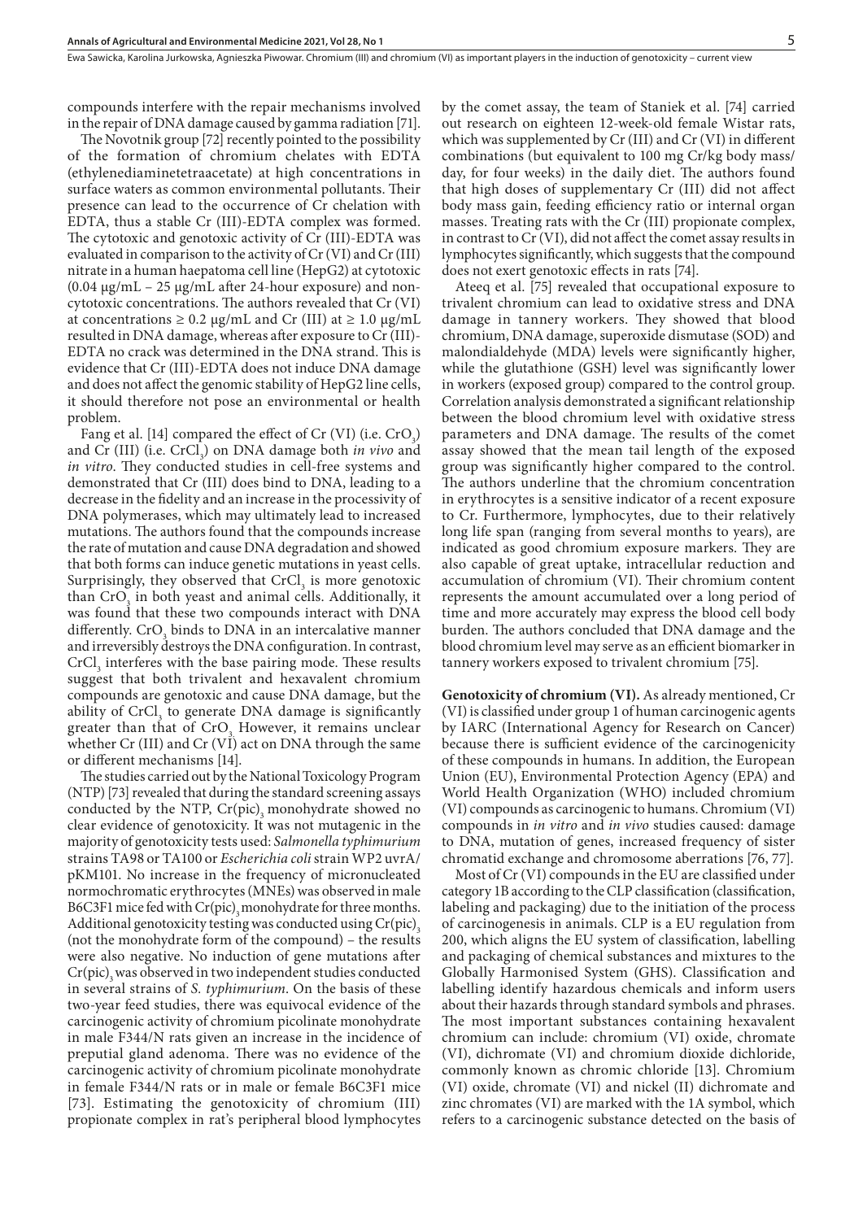compounds interfere with the repair mechanisms involved in the repair of DNA damage caused by gamma radiation [71].

The Novotnik group [72] recently pointed to the possibility of the formation of chromium chelates with EDTA (ethylenediaminetetraacetate) at high concentrations in surface waters as common environmental pollutants. Their presence can lead to the occurrence of Cr chelation with EDTA, thus a stable Cr (III)-EDTA complex was formed. The cytotoxic and genotoxic activity of Cr (III)-EDTA was evaluated in comparison to the activity of Cr (VI) and Cr (III) nitrate in a human haepatoma cell line (HepG2) at cytotoxic (0.04 μg/mL – 25 μg/mL after 24-hour exposure) and non-cytotoxic concentrations. The authors revealed that Cr (VI) at concentrations ≥ 0.2 μg/mL and Cr (III) at ≥ 1.0 μg/mL resulted in DNA damage, whereas after exposure to Cr (III)-EDTA no crack was determined in the DNA strand. This is evidence that Cr (III)-EDTA does not induce DNA damage and does not affect the genomic stability of HepG2 line cells, it should therefore not pose an environmental or health problem.

Fang et al. [14] compared the effect of Cr (VI) (i.e. $CrO_3$) and Cr (III) (i.e. $CrCl_3$) on DNA damage both *in vivo* and *in vitro*. They conducted studies in cell-free systems and demonstrated that Cr (III) does bind to DNA, leading to a decrease in the fidelity and an increase in the processivity of DNA polymerases, which may ultimately lead to increased mutations. The authors found that the compounds increase the rate of mutation and cause DNA degradation and showed that both forms can induce genetic mutations in yeast cells. Surprisingly, they observed that $CrCl_3$ is more genotoxic than $CrO_3$ in both yeast and animal cells. Additionally, it was found that these two compounds interact with DNA differently. $CrO_3$ binds to DNA in an intercalative manner and irreversibly destroys the DNA configuration. In contrast, $CrCl_3$ interferes with the base pairing mode. These results suggest that both trivalent and hexavalent chromium compounds are genotoxic and cause DNA damage, but the ability of $CrCl_3$ to generate DNA damage is significantly greater than that of $CrO_3$. However, it remains unclear whether Cr (III) and Cr (VI) act on DNA through the same or different mechanisms [14].

The studies carried out by the National Toxicology Program (NTP) [73] revealed that during the standard screening assays conducted by the NTP, $Cr(pic)_3$ monohydrate showed no clear evidence of genotoxicity. It was not mutagenic in the majority of genotoxicity tests used: *Salmonella typhimurium* strains TA98 or TA100 or *Escherichia coli* strain WP2 uvrA/pKM101. No increase in the frequency of micronucleated normochromatic erythrocytes (MNEs) was observed in male B6C3F1 mice fed with $Cr(pic)_3$ monohydrate for three months. Additional genotoxicity testing was conducted using $Cr(pic)_3$ (not the monohydrate form of the compound) – the results were also negative. No induction of gene mutations after $Cr(pic)_3$ was observed in two independent studies conducted in several strains of *S. typhimurium*. On the basis of these two-year feed studies, there was equivocal evidence of the carcinogenic activity of chromium picolinate monohydrate in male F344/N rats given an increase in the incidence of preputial gland adenoma. There was no evidence of the carcinogenic activity of chromium picolinate monohydrate in female F344/N rats or in male or female B6C3F1 mice [73]. Estimating the genotoxicity of chromium (III) propionate complex in rat's peripheral blood lymphocytes by the comet assay, the team of Staniek et al. [74] carried out research on eighteen 12-week-old female Wistar rats, which was supplemented by Cr (III) and Cr (VI) in different combinations (but equivalent to 100 mg Cr/kg body mass/day, for four weeks) in the daily diet. The authors found that high doses of supplementary Cr (III) did not affect body mass gain, feeding efficiency ratio or internal organ masses. Treating rats with the Cr (III) propionate complex, in contrast to Cr (VI), did not affect the comet assay results in lymphocytes significantly, which suggests that the compound does not exert genotoxic effects in rats [74].

Ateeq et al. [75] revealed that occupational exposure to trivalent chromium can lead to oxidative stress and DNA damage in tannery workers. They showed that blood chromium, DNA damage, superoxide dismutase (SOD) and malondialdehyde (MDA) levels were significantly higher, while the glutathione (GSH) level was significantly lower in workers (exposed group) compared to the control group. Correlation analysis demonstrated a significant relationship between the blood chromium level with oxidative stress parameters and DNA damage. The results of the comet assay showed that the mean tail length of the exposed group was significantly higher compared to the control. The authors underline that the chromium concentration in erythrocytes is a sensitive indicator of a recent exposure to Cr. Furthermore, lymphocytes, due to their relatively long life span (ranging from several months to years), are indicated as good chromium exposure markers. They are also capable of great uptake, intracellular reduction and accumulation of chromium (VI). Their chromium content represents the amount accumulated over a long period of time and more accurately may express the blood cell body burden. The authors concluded that DNA damage and the blood chromium level may serve as an efficient biomarker in tannery workers exposed to trivalent chromium [75].

**Genotoxicity of chromium (VI).** As already mentioned, Cr (VI) is classified under group 1 of human carcinogenic agents by IARC (International Agency for Research on Cancer) because there is sufficient evidence of the carcinogenicity of these compounds in humans. In addition, the European Union (EU), Environmental Protection Agency (EPA) and World Health Organization (WHO) included chromium (VI) compounds as carcinogenic to humans. Chromium (VI) compounds in *in vitro* and *in vivo* studies caused: damage to DNA, mutation of genes, increased frequency of sister chromatid exchange and chromosome aberrations [76, 77].

Most of Cr (VI) compounds in the EU are classified under category 1B according to the CLP classification (classification, labeling and packaging) due to the initiation of the process of carcinogenesis in animals. CLP is a EU regulation from 200, which aligns the EU system of classification, labelling and packaging of chemical substances and mixtures to the Globally Harmonised System (GHS). Classification and labelling identify hazardous chemicals and inform users about their hazards through standard symbols and phrases. The most important substances containing hexavalent chromium can include: chromium (VI) oxide, chromate (VI), dichromate (VI) and chromium dioxide dichloride, commonly known as chromic chloride [13]. Chromium (VI) oxide, chromate (VI) and nickel (II) dichromate and zinc chromates (VI) are marked with the 1A symbol, which refers to a carcinogenic substance detected on the basis of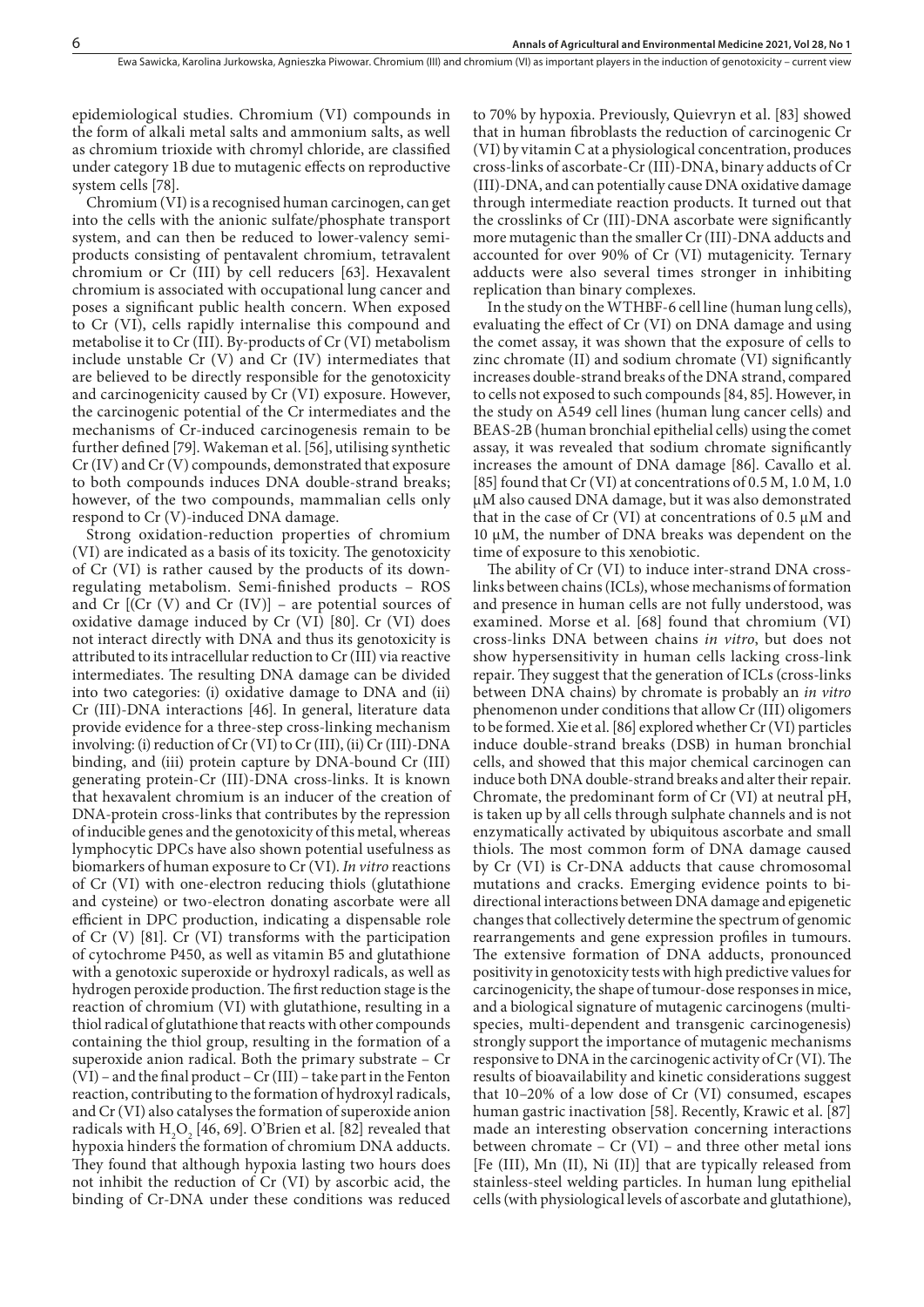epidemiological studies. Chromium (VI) compounds in the form of alkali metal salts and ammonium salts, as well as chromium trioxide with chromyl chloride, are classified under category 1B due to mutagenic effects on reproductive system cells [78].

Chromium (VI) is a recognised human carcinogen, can get into the cells with the anionic sulfate/phosphate transport system, and can then be reduced to lower-valency semi-products consisting of pentavalent chromium, tetravalent chromium or Cr (III) by cell reducers [63]. Hexavalent chromium is associated with occupational lung cancer and poses a significant public health concern. When exposed to Cr (VI), cells rapidly internalise this compound and metabolise it to Cr (III). By-products of Cr (VI) metabolism include unstable Cr (V) and Cr (IV) intermediates that are believed to be directly responsible for the genotoxicity and carcinogenicity caused by Cr (VI) exposure. However, the carcinogenic potential of the Cr intermediates and the mechanisms of Cr-induced carcinogenesis remain to be further defined [79]. Wakeman et al. [56], utilising synthetic Cr (IV) and Cr (V) compounds, demonstrated that exposure to both compounds induces DNA double-strand breaks; however, of the two compounds, mammalian cells only respond to Cr (V)-induced DNA damage.

Strong oxidation-reduction properties of chromium (VI) are indicated as a basis of its toxicity. The genotoxicity of Cr (VI) is rather caused by the products of its down-regulating metabolism. Semi-finished products – ROS and Cr [(Cr (V) and Cr (IV)] – are potential sources of oxidative damage induced by Cr (VI) [80]. Cr (VI) does not interact directly with DNA and thus its genotoxicity is attributed to its intracellular reduction to Cr (III) via reactive intermediates. The resulting DNA damage can be divided into two categories: (i) oxidative damage to DNA and (ii) Cr (III)-DNA interactions [46]. In general, literature data provide evidence for a three-step cross-linking mechanism involving: (i) reduction of Cr (VI) to Cr (III), (ii) Cr (III)-DNA binding, and (iii) protein capture by DNA-bound Cr (III) generating protein-Cr (III)-DNA cross-links. It is known that hexavalent chromium is an inducer of the creation of DNA-protein cross-links that contributes by the repression of inducible genes and the genotoxicity of this metal, whereas lymphocytic DPCs have also shown potential usefulness as biomarkers of human exposure to Cr (VI). *In vitro* reactions of Cr (VI) with one-electron reducing thiols (glutathione and cysteine) or two-electron donating ascorbate were all efficient in DPC production, indicating a dispensable role of Cr (V) [81]. Cr (VI) transforms with the participation of cytochrome P450, as well as vitamin B5 and glutathione with a genotoxic superoxide or hydroxyl radicals, as well as hydrogen peroxide production. The first reduction stage is the reaction of chromium (VI) with glutathione, resulting in a thiol radical of glutathione that reacts with other compounds containing the thiol group, resulting in the formation of a superoxide anion radical. Both the primary substrate – Cr (VI) – and the final product – Cr (III) – take part in the Fenton reaction, contributing to the formation of hydroxyl radicals, and Cr (VI) also catalyses the formation of superoxide anion radicals with $H_2O_2$ [46, 69]. O'Brien et al. [82] revealed that hypoxia hinders the formation of chromium DNA adducts. They found that although hypoxia lasting two hours does not inhibit the reduction of Cr (VI) by ascorbic acid, the binding of Cr-DNA under these conditions was reduced to 70% by hypoxia. Previously, Quievryn et al. [83] showed that in human fibroblasts the reduction of carcinogenic Cr (VI) by vitamin C at a physiological concentration, produces cross-links of ascorbate-Cr (III)-DNA, binary adducts of Cr (III)-DNA, and can potentially cause DNA oxidative damage through intermediate reaction products. It turned out that the crosslinks of Cr (III)-DNA ascorbate were significantly more mutagenic than the smaller Cr (III)-DNA adducts and accounted for over 90% of Cr (VI) mutagenicity. Ternary adducts were also several times stronger in inhibiting replication than binary complexes.

In the study on the WTHBF-6 cell line (human lung cells), evaluating the effect of Cr (VI) on DNA damage and using the comet assay, it was shown that the exposure of cells to zinc chromate (II) and sodium chromate (VI) significantly increases double-strand breaks of the DNA strand, compared to cells not exposed to such compounds [84, 85]. However, in the study on A549 cell lines (human lung cancer cells) and BEAS-2B (human bronchial epithelial cells) using the comet assay, it was revealed that sodium chromate significantly increases the amount of DNA damage [86]. Cavallo et al. [85] found that Cr (VI) at concentrations of 0.5 M, 1.0 M, 1.0 μM also caused DNA damage, but it was also demonstrated that in the case of Cr (VI) at concentrations of 0.5 μM and 10 μM, the number of DNA breaks was dependent on the time of exposure to this xenobiotic.

The ability of Cr (VI) to induce inter-strand DNA cross-links between chains (ICLs), whose mechanisms of formation and presence in human cells are not fully understood, was examined. Morse et al. [68] found that chromium (VI) cross-links DNA between chains *in vitro*, but does not show hypersensitivity in human cells lacking cross-link repair. They suggest that the generation of ICLs (cross-links between DNA chains) by chromate is probably an *in vitro* phenomenon under conditions that allow Cr (III) oligomers to be formed. Xie et al. [86] explored whether Cr (VI) particles induce double-strand breaks (DSB) in human bronchial cells, and showed that this major chemical carcinogen can induce both DNA double-strand breaks and alter their repair. Chromate, the predominant form of Cr (VI) at neutral pH, is taken up by all cells through sulphate channels and is not enzymatically activated by ubiquitous ascorbate and small thiols. The most common form of DNA damage caused by Cr (VI) is Cr-DNA adducts that cause chromosomal mutations and cracks. Emerging evidence points to bi-directional interactions between DNA damage and epigenetic changes that collectively determine the spectrum of genomic rearrangements and gene expression profiles in tumours. The extensive formation of DNA adducts, pronounced positivity in genotoxicity tests with high predictive values for carcinogenicity, the shape of tumour-dose responses in mice, and a biological signature of mutagenic carcinogens (multi-species, multi-dependent and transgenic carcinogenesis) strongly support the importance of mutagenic mechanisms responsive to DNA in the carcinogenic activity of Cr (VI). The results of bioavailability and kinetic considerations suggest that 10–20% of a low dose of Cr (VI) consumed, escapes human gastric inactivation [58]. Recently, Krawic et al. [87] made an interesting observation concerning interactions between chromate – Cr (VI) – and three other metal ions [Fe (III), Mn (II), Ni (II)] that are typically released from stainless-steel welding particles. In human lung epithelial cells (with physiological levels of ascorbate and glutathione),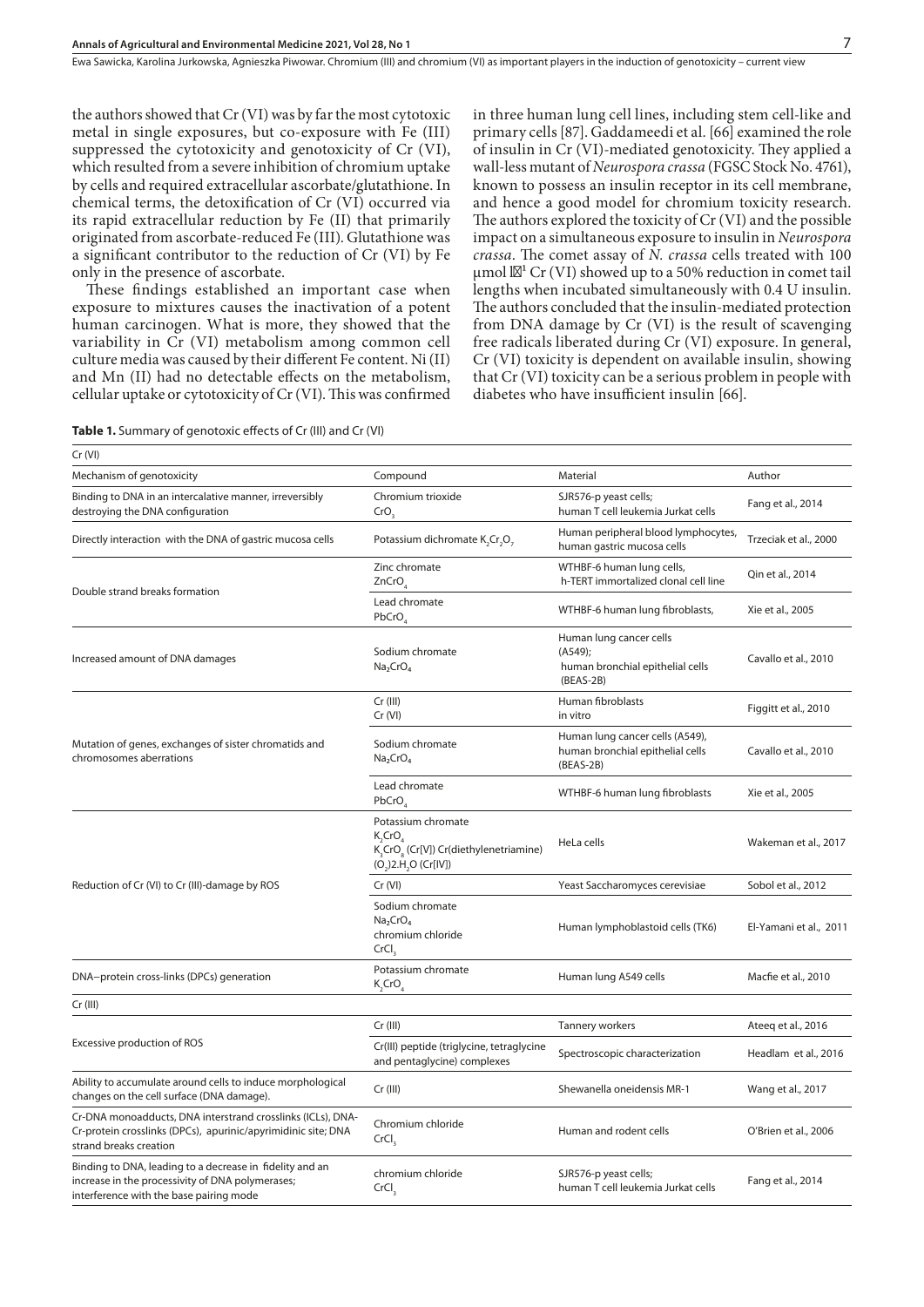the authors showed that Cr (VI) was by far the most cytotoxic metal in single exposures, but co-exposure with Fe (III) suppressed the cytotoxicity and genotoxicity of Cr (VI), which resulted from a severe inhibition of chromium uptake by cells and required extracellular ascorbate/glutathione. In chemical terms, the detoxification of Cr (VI) occurred via its rapid extracellular reduction by Fe (II) that primarily originated from ascorbate-reduced Fe (III). Glutathione was a significant contributor to the reduction of Cr (VI) by Fe only in the presence of ascorbate.

These findings established an important case when exposure to mixtures causes the inactivation of a potent human carcinogen. What is more, they showed that the variability in Cr (VI) metabolism among common cell culture media was caused by their different Fe content. Ni (II) and Mn (II) had no detectable effects on the metabolism, cellular uptake or cytotoxicity of Cr (VI). This was confirmed in three human lung cell lines, including stem cell-like and primary cells [87]. Gaddameedi et al. [66] examined the role of insulin in Cr (VI)-mediated genotoxicity. They applied a wall-less mutant of *Neurospora crassa* (FGSC Stock No. 4761), known to possess an insulin receptor in its cell membrane, and hence a good model for chromium toxicity research. The authors explored the toxicity of Cr (VI) and the possible impact on a simultaneous exposure to insulin in *Neurospora crassa*. The comet assay of *N. crassa* cells treated with 100 µmol l⁻¹ Cr (VI) showed up to a 50% reduction in comet tail lengths when incubated simultaneously with 0.4 U insulin. The authors concluded that the insulin-mediated protection from DNA damage by Cr (VI) is the result of scavenging free radicals liberated during Cr (VI) exposure. In general, Cr (VI) toxicity is dependent on available insulin, showing that Cr (VI) toxicity can be a serious problem in people with diabetes who have insufficient insulin [66].

**Table 1.** Summary of genotoxic effects of Cr (III) and Cr (VI)

| Mechanism of genotoxicity | Compound | Material | Author |
|---|---|---|---|
| **Cr (VI)** | | | |
| Binding to DNA in an intercalative manner, irreversibly destroying the DNA configuration | Chromium trioxide $CrO_3$ | SJR576-p yeast cells; human T cell leukemia Jurkat cells | Fang et al., 2014 |
| Directly interaction with the DNA of gastric mucosa cells | Potassium dichromate $K_2Cr_2O_7$ | Human peripheral blood lymphocytes, human gastric mucosa cells | Trzeciak et al., 2000 |
| Double strand breaks formation | Zinc chromate $ZnCrO_4$ | WTHBF-6 human lung cells, h-TERT immortalized clonal cell line | Qin et al., 2014 |
| | Lead chromate $PbCrO_4$ | WTHBF-6 human lung fibroblasts, | Xie et al., 2005 |
| Increased amount of DNA damages | Sodium chromate $Na_2CrO_4$ | Human lung cancer cells (A549); human bronchial epithelial cells (BEAS-2B) | Cavallo et al., 2010 |
| Mutation of genes, exchanges of sister chromatids and chromosomes aberrations | Cr (III) Cr (VI) | Human fibroblasts in vitro | Figgitt et al., 2010 |
| | Sodium chromate $Na_2CrO_4$ | Human lung cancer cells (A549), human bronchial epithelial cells (BEAS-2B) | Cavallo et al., 2010 |
| | Lead chromate $PbCrO_4$ | WTHBF-6 human lung fibroblasts | Xie et al., 2005 |
| Reduction of Cr (VI) to Cr (III)-damage by ROS | Potassium chromate $K_2CrO_4$ $K_3CrO_8$ (Cr[V]) Cr(diethylenetriamine)$(O_2)2.H_2O$ (Cr[IV]) | HeLa cells | Wakeman et al., 2017 |
| | Cr (VI) | Yeast Saccharomyces cerevisiae | Sobol et al., 2012 |
| | Sodium chromate $Na_2CrO_4$ chromium chloride $CrCl_3$ | Human lymphoblastoid cells (TK6) | El-Yamani et al., 2011 |
| DNA–protein cross-links (DPCs) generation | Potassium chromate $K_2CrO_4$ | Human lung A549 cells | Macfie et al., 2010 |
| **Cr (III)** | | | |
| Excessive production of ROS | Cr (III) | Tannery workers | Ateeq et al., 2016 |
| | Cr(III) peptide (triglycine, tetraglycine and pentaglycine) complexes | Spectroscopic characterization | Headlam et al., 2016 |
| Ability to accumulate around cells to induce morphological changes on the cell surface (DNA damage). | Cr (III) | Shewanella oneidensis MR-1 | Wang et al., 2017 |
| Cr-DNA monoadducts, DNA interstrand crosslinks (ICLs), DNA-Cr-protein crosslinks (DPCs), apurinic/apyrimidinic site; DNA strand breaks creation | Chromium chloride $CrCl_3$ | Human and rodent cells | O'Brien et al., 2006 |
| Binding to DNA, leading to a decrease in fidelity and an increase in the processivity of DNA polymerases; interference with the base pairing mode | chromium chloride $CrCl_3$ | SJR576-p yeast cells; human T cell leukemia Jurkat cells | Fang et al., 2014 |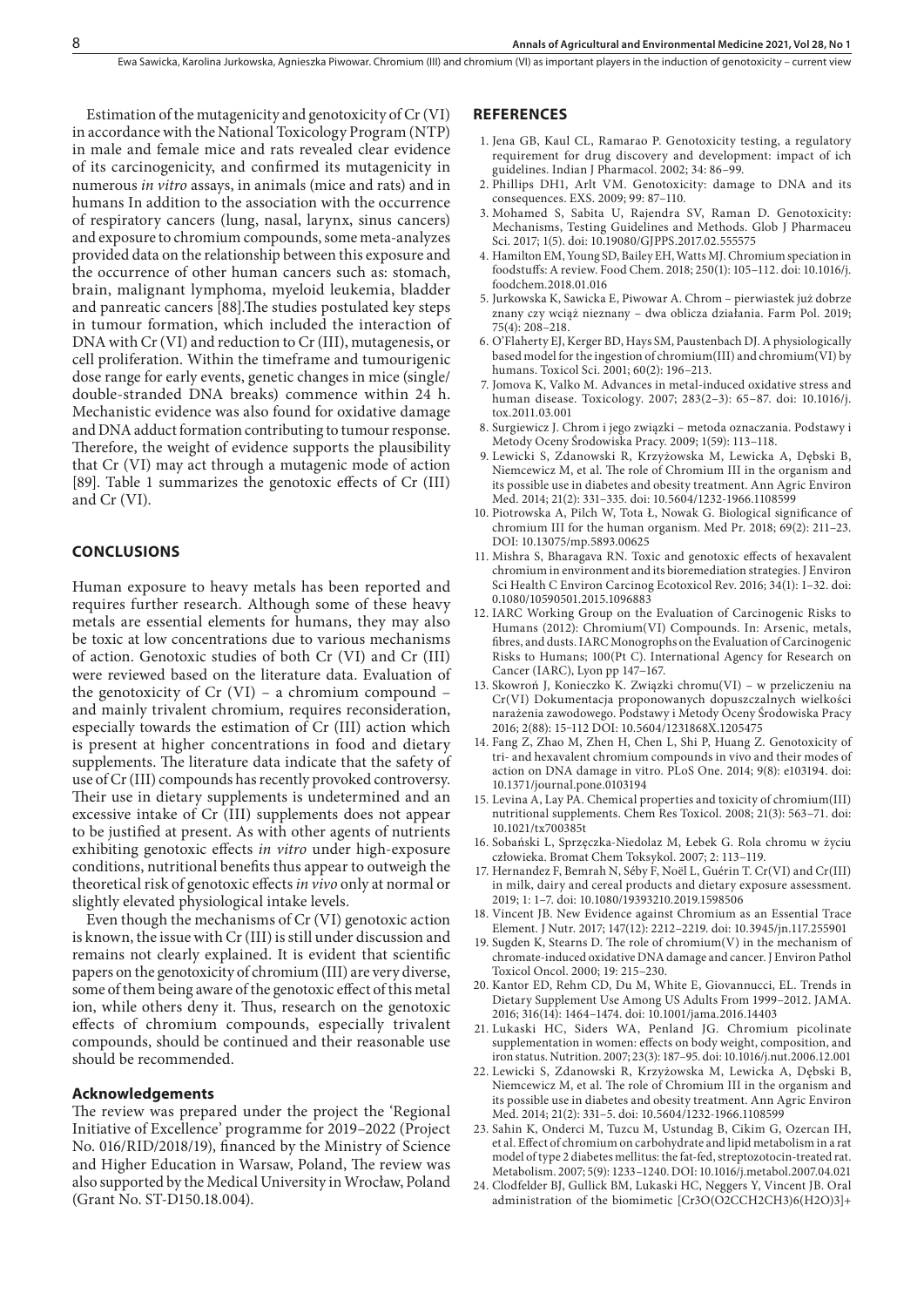Estimation of the mutagenicity and genotoxicity of Cr (VI) in accordance with the National Toxicology Program (NTP) in male and female mice and rats revealed clear evidence of its carcinogenicity, and confirmed its mutagenicity in numerous *in vitro* assays, in animals (mice and rats) and in humans In addition to the association with the occurrence of respiratory cancers (lung, nasal, larynx, sinus cancers) and exposure to chromium compounds, some meta-analyzes provided data on the relationship between this exposure and the occurrence of other human cancers such as: stomach, brain, malignant lymphoma, myeloid leukemia, bladder and panreatic cancers [88].The studies postulated key steps in tumour formation, which included the interaction of DNA with Cr (VI) and reduction to Cr (III), mutagenesis, or cell proliferation. Within the timeframe and tumourigenic dose range for early events, genetic changes in mice (single/double-stranded DNA breaks) commence within 24 h. Mechanistic evidence was also found for oxidative damage and DNA adduct formation contributing to tumour response. Therefore, the weight of evidence supports the plausibility that Cr (VI) may act through a mutagenic mode of action [89]. Table 1 summarizes the genotoxic effects of Cr (III) and Cr (VI).

## CONCLUSIONS

Human exposure to heavy metals has been reported and requires further research. Although some of these heavy metals are essential elements for humans, they may also be toxic at low concentrations due to various mechanisms of action. Genotoxic studies of both Cr (VI) and Cr (III) were reviewed based on the literature data. Evaluation of the genotoxicity of Cr (VI) – a chromium compound – and mainly trivalent chromium, requires reconsideration, especially towards the estimation of Cr (III) action which is present at higher concentrations in food and dietary supplements. The literature data indicate that the safety of use of Cr (III) compounds has recently provoked controversy. Their use in dietary supplements is undetermined and an excessive intake of Cr (III) supplements does not appear to be justified at present. As with other agents of nutrients exhibiting genotoxic effects *in vitro* under high-exposure conditions, nutritional benefits thus appear to outweigh the theoretical risk of genotoxic effects *in vivo* only at normal or slightly elevated physiological intake levels.

Even though the mechanisms of Cr (VI) genotoxic action is known, the issue with Cr (III) is still under discussion and remains not clearly explained. It is evident that scientific papers on the genotoxicity of chromium (III) are very diverse, some of them being aware of the genotoxic effect of this metal ion, while others deny it. Thus, research on the genotoxic effects of chromium compounds, especially trivalent compounds, should be continued and their reasonable use should be recommended.

### Acknowledgements

The review was prepared under the project the 'Regional Initiative of Excellence' programme for 2019–2022 (Project No. 016/RID/2018/19), financed by the Ministry of Science and Higher Education in Warsaw, Poland, The review was also supported by the Medical University in Wrocław, Poland (Grant No. ST-D150.18.004).

## REFERENCES

1. Jena GB, Kaul CL, Ramarao P. Genotoxicity testing, a regulatory requirement for drug discovery and development: impact of ich guidelines. Indian J Pharmacol. 2002; 34: 86–99.
2. Phillips DH1, Arlt VM. Genotoxicity: damage to DNA and its consequences. EXS. 2009; 99: 87–110.
3. Mohamed S, Sabita U, Rajendra SV, Raman D. Genotoxicity: Mechanisms, Testing Guidelines and Methods. Glob J Pharmaceu Sci. 2017; 1(5). doi: 10.19080/GJPPS.2017.02.555575
4. Hamilton EM, Young SD, Bailey EH, Watts MJ. Chromium speciation in foodstuffs: A review. Food Chem. 2018; 250(1): 105–112. doi: 10.1016/j.foodchem.2018.01.016
5. Jurkowska K, Sawicka E, Piwowar A. Chrom – pierwiastek już dobrze znany czy wciąż nieznany – dwa oblicza działania. Farm Pol. 2019; 75(4): 208–218.
6. O'Flaherty EJ, Kerger BD, Hays SM, Paustenbach DJ. A physiologically based model for the ingestion of chromium(III) and chromium(VI) by humans. Toxicol Sci. 2001; 60(2): 196–213.
7. Jomova K, Valko M. Advances in metal-induced oxidative stress and human disease. Toxicology. 2007; 283(2–3): 65–87. doi: 10.1016/j.tox.2011.03.001
8. Surgiewicz J. Chrom i jego związki – metoda oznaczania. Podstawy i Metody Oceny Środowiska Pracy. 2009; 1(59): 113–118.
9. Lewicki S, Zdanowski R, Krzyżowska M, Lewicka A, Dębski B, Niemcewicz M, et al. The role of Chromium III in the organism and its possible use in diabetes and obesity treatment. Ann Agric Environ Med. 2014; 21(2): 331–335. doi: 10.5604/1232-1966.1108599
10. Piotrowska A, Pilch W, Tota Ł, Nowak G. Biological significance of chromium III for the human organism. Med Pr. 2018; 69(2): 211–23. DOI: 10.13075/mp.5893.00625
11. Mishra S, Bharagava RN. Toxic and genotoxic effects of hexavalent chromium in environment and its bioremediation strategies. J Environ Sci Health C Environ Carcinog Ecotoxicol Rev. 2016; 34(1): 1–32. doi: 0.1080/10590501.2015.1096883
12. IARC Working Group on the Evaluation of Carcinogenic Risks to Humans (2012): Chromium(VI) Compounds. In: Arsenic, metals, fibres, and dusts. IARC Monogrophs on the Evaluation of Carcinogenic Risks to Humans; 100(Pt C). International Agency for Research on Cancer (IARC), Lyon pp 147–167.
13. Skowroń J, Konieczko K. Związki chromu(VI) – w przeliczeniu na Cr(VI) Dokumentacja proponowanych dopuszczalnych wielkości narażenia zawodowego. Podstawy i Metody Oceny Środowiska Pracy 2016; 2(88): 15–112 DOI: 10.5604/1231868X.1205475
14. Fang Z, Zhao M, Zhen H, Chen L, Shi P, Huang Z. Genotoxicity of tri- and hexavalent chromium compounds in vivo and their modes of action on DNA damage in vitro. PLoS One. 2014; 9(8): e103194. doi: 10.1371/journal.pone.0103194
15. Levina A, Lay PA. Chemical properties and toxicity of chromium(III) nutritional supplements. Chem Res Toxicol. 2008; 21(3): 563–71. doi: 10.1021/tx700385t
16. Sobański L, Sprzęczka-Niedolaz M, Łebek G. Rola chromu w życiu człowieka. Bromat Chem Toksykol. 2007; 2: 113–119.
17. Hernandez F, Bemrah N, Séby F, Noël L, Guérin T. Cr(VI) and Cr(III) in milk, dairy and cereal products and dietary exposure assessment. 2019; 1: 1–7. doi: 10.1080/19393210.2019.1598506
18. Vincent JB. New Evidence against Chromium as an Essential Trace Element. J Nutr. 2017; 147(12): 2212–2219. doi: 10.3945/jn.117.255901
19. Sugden K, Stearns D. The role of chromium(V) in the mechanism of chromate-induced oxidative DNA damage and cancer. J Environ Pathol Toxicol Oncol. 2000; 19: 215–230.
20. Kantor ED, Rehm CD, Du M, White E, Giovannucci, EL. Trends in Dietary Supplement Use Among US Adults From 1999–2012. JAMA. 2016; 316(14): 1464–1474. doi: 10.1001/jama.2016.14403
21. Lukaski HC, Siders WA, Penland JG. Chromium picolinate supplementation in women: effects on body weight, composition, and iron status. Nutrition. 2007; 23(3): 187–95. doi: 10.1016/j.nut.2006.12.001
22. Lewicki S, Zdanowski R, Krzyżowska M, Lewicka A, Dębski B, Niemcewicz M, et al. The role of Chromium III in the organism and its possible use in diabetes and obesity treatment. Ann Agric Environ Med. 2014; 21(2): 331–5. doi: 10.5604/1232-1966.1108599
23. Sahin K, Onderci M, Tuzcu M, Ustundag B, Cikim G, Ozercan IH, et al. Effect of chromium on carbohydrate and lipid metabolism in a rat model of type 2 diabetes mellitus: the fat-fed, streptozotocin-treated rat. Metabolism. 2007; 5(9): 1233–1240. DOI: 10.1016/j.metabol.2007.04.021
24. Clodfelder BJ, Gullick BM, Lukaski HC, Neggers Y, Vincent JB. Oral administration of the biomimetic [Cr3O(O2CCH2CH3)6(H2O)3]+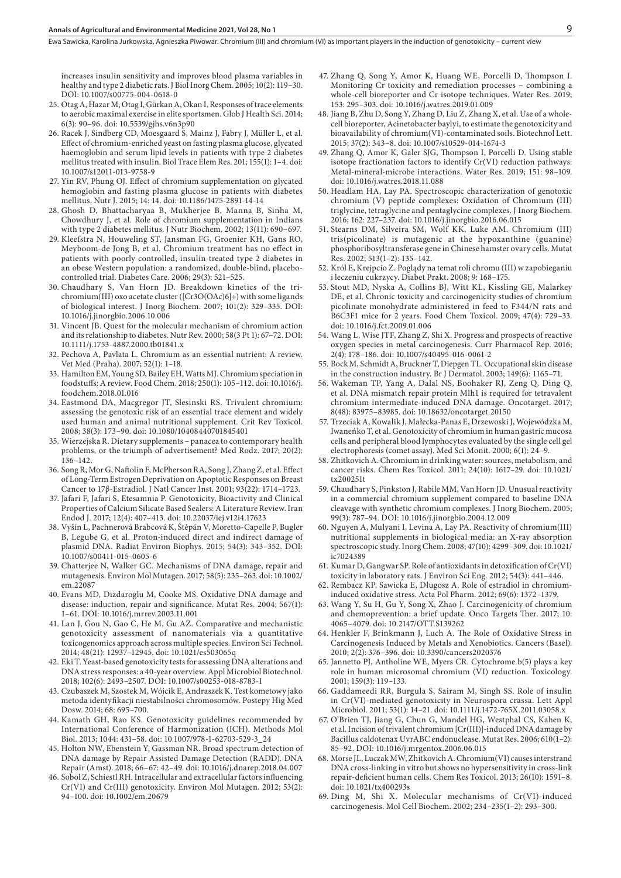increases insulin sensitivity and improves blood plasma variables in healthy and type 2 diabetic rats. J Biol Inorg Chem. 2005; 10(2): 119–30. DOI: 10.1007/s00775-004-0618-0

25. Otag A, Hazar M, Otag I, Gürkan A, Okan I. Responses of trace elements to aerobic maximal exercise in elite sportsmen. Glob J Health Sci. 2014; 6(3): 90–96. doi: 10.5539/gjhs.v6n3p90
26. Racek J, Sindberg CD, Moesgaard S, Mainz J, Fabry J, Müller L, et al. Effect of chromium-enriched yeast on fasting plasma glucose, glycated haemoglobin and serum lipid levels in patients with type 2 diabetes mellitus treated with insulin. Biol Trace Elem Res. 201; 155(1): 1–4. doi: 10.1007/s12011-013-9758-9
27. Yin RV, Phung OJ. Effect of chromium supplementation on glycated hemoglobin and fasting plasma glucose in patients with diabetes mellitus. Nutr J. 2015; 14: 14. doi: 10.1186/1475-2891-14-14
28. Ghosh D, Bhattacharyaa B, Mukherjee B, Manna B, Sinha M, Chowdhury J, et al. Role of chromium supplementation in Indians with type 2 diabetes mellitus. J Nutr Biochem. 2002; 13(11): 690–697.
29. Kleefstra N, Houweling ST, Jansman FG, Groenier KH, Gans RO, Meyboom-de Jong B, et al. Chromium treatment has no effect in patients with poorly controlled, insulin-treated type 2 diabetes in an obese Western population: a randomized, double-blind, placebo-controlled trial. Diabetes Care. 2006; 29(3): 521–525.
30. Chaudhary S, Van Horn JD. Breakdown kinetics of the tri-chromium(III) oxo acetate cluster ([Cr3O(OAc)6]+) with some ligands of biological interest. J Inorg Biochem. 2007; 101(2): 329–335. DOI: 10.1016/j.jinorgbio.2006.10.006
31. Vincent JB. Quest for the molecular mechanism of chromium action and its relationship to diabetes. Nutr Rev. 2000; 58(3 Pt 1): 67–72. DOI: 10.1111/j.1753-4887.2000.tb01841.x
32. Pechova A, Pavlata L. Chromium as an essential nutrient: A review. Vet Med (Praha). 2007; 52(1): 1–18.
33. Hamilton EM, Young SD, Bailey EH, Watts MJ. Chromium speciation in foodstuffs: A review. Food Chem. 2018; 250(1): 105–112. doi: 10.1016/j.foodchem.2018.01.016
34. Eastmond DA, Macgregor JT, Slesinski RS. Trivalent chromium: assessing the genotoxic risk of an essential trace element and widely used human and animal nutritional supplement. Crit Rev Toxicol. 2008; 38(3): 173–90. doi: 10.1080/10408440701845401
35. Wierzejska R. Dietary supplements – panacea to contemporary health problems, or the triumph of advertisement? Med Rodz. 2017; 20(2): 136–142.
36. Song R, Mor G, Naftolin F, McPherson RA, Song J, Zhang Z, et al. Effect of Long-Term Estrogen Deprivation on Apoptotic Responses on Breast Cancer to 17β-Estradiol. J Natl Cancer Inst. 2001; 93(22): 1714–1723.
37. Jafari F, Jafari S, Etesamnia P. Genotoxicity, Bioactivity and Clinical Properties of Calcium Silicate Based Sealers: A Literature Review. Iran Endod J. 2017; 12(4): 407–413. doi: 10.22037/iej.v12i4.17623
38. Vyšín L, Pachnerová Brabcová K, Štěpán V, Moretto-Capelle P, Bugler B, Legube G, et al. Proton-induced direct and indirect damage of plasmid DNA. Radiat Environ Biophys. 2015; 54(3): 343–352. DOI: 10.1007/s00411-015-0605-6
39. Chatterjee N, Walker GC. Mechanisms of DNA damage, repair and mutagenesis. Environ Mol Mutagen. 2017; 58(5): 235–263. doi: 10.1002/em.22087
40. Evans MD, Dizdaroglu M, Cooke MS. Oxidative DNA damage and disease: induction, repair and significance. Mutat Res. 2004; 567(1): 1–61. DOI: 10.1016/j.mrrev.2003.11.001
41. Lan J, Gou N, Gao C, He M, Gu AZ. Comparative and mechanistic genotoxicity assessment of nanomaterials via a quantitative toxicogenomics approach across multiple species. Environ Sci Technol. 2014; 48(21): 12937–12945. doi: 10.1021/es503065q
42. Eki T. Yeast-based genotoxicity tests for assessing DNA alterations and DNA stress responses: a 40-year overview. Appl Microbiol Biotechnol. 2018; 102(6): 2493–2507. DOI: 10.1007/s00253-018-8783-1
43. Czubaszek M, Szostek M, Wójcik E, Andraszek K. Test kometowy jako metoda identyfikacji niestabilności chromosomów. Postepy Hig Med Dosw. 2014; 68: 695–700.
44. Kamath GH, Rao KS. Genotoxicity guidelines recommended by International Conference of Harmonization (ICH). Methods Mol Biol. 2013; 1044: 431–58. doi: 10.1007/978-1-62703-529-3_24
45. Holton NW, Ebenstein Y, Gassman NR. Broad spectrum detection of DNA damage by Repair Assisted Damage Detection (RADD). DNA Repair (Amst). 2018; 66–67: 42–49. doi: 10.1016/j.dnarep.2018.04.007
46. Sobol Z, Schiestl RH. Intracellular and extracellular factors influencing Cr(VI) and Cr(III) genotoxicity. Environ Mol Mutagen. 2012; 53(2): 94–100. doi: 10.1002/em.20679
47. Zhang Q, Song Y, Amor K, Huang WE, Porcelli D, Thompson I. Monitoring Cr toxicity and remediation processes – combining a whole-cell bioreporter and Cr isotope techniques. Water Res. 2019; 153: 295–303. doi: 10.1016/j.watres.2019.01.009
48. Jiang B, Zhu D, Song Y, Zhang D, Liu Z, Zhang X, et al. Use of a whole-cell bioreporter, Acinetobacter baylyi, to estimate the genotoxicity and bioavailability of chromium(VI)-contaminated soils. Biotechnol Lett. 2015; 37(2): 343–8. doi: 10.1007/s10529-014-1674-3
49. Zhang Q, Amor K, Galer SJG, Thompson I, Porcelli D. Using stable isotope fractionation factors to identify Cr(VI) reduction pathways: Metal-mineral-microbe interactions. Water Res. 2019; 151: 98–109. doi: 10.1016/j.watres.2018.11.088
50. Headlam HA, Lay PA. Spectroscopic characterization of genotoxic chromium (V) peptide complexes: Oxidation of Chromium (III) triglycine, tetraglycine and pentaglycine complexes. J Inorg Biochem. 2016; 162: 227–237. doi: 10.1016/j.jinorgbio.2016.06.015
51. Stearns DM, Silveira SM, Wolf KK, Luke AM. Chromium (III) tris(picolinate) is mutagenic at the hypoxanthine (guanine) phosphoribosyltransferase gene in Chinese hamster ovary cells. Mutat Res. 2002; 513(1–2): 135–142.
52. Król E, Krejpcio Z. Poglądy na temat roli chromu (III) w zapobieganiu i leczeniu cukrzycy. Diabet Prakt. 2008; 9: 168–175.
53. Stout MD, Nyska A, Collins BJ, Witt KL, Kissling GE, Malarkey DE, et al. Chronic toxicity and carcinogenicity studies of chromium picolinate monohydrate administered in feed to F344/N rats and B6C3F1 mice for 2 years. Food Chem Toxicol. 2009; 47(4): 729–33. doi: 10.1016/j.fct.2009.01.006
54. Wang L, Wise JTF, Zhang Z, Shi X. Progress and prospects of reactive oxygen species in metal carcinogenesis. Curr Pharmacol Rep. 2016; 2(4): 178–186. doi: 10.1007/s40495-016-0061-2
55. Bock M, Schmidt A, Bruckner T, Diepgen TL. Occupational skin disease in the construction industry. Br J Dermatol. 2003; 149(6): 1165–71.
56. Wakeman TP, Yang A, Dalal NS, Boohaker RJ, Zeng Q, Ding Q, et al. DNA mismatch repair protein Mlh1 is required for tetravalent chromium intermediate-induced DNA damage. Oncotarget. 2017; 8(48): 83975–83985. doi: 10.18632/oncotarget.20150
57. Trzeciak A, Kowalik J, Małecka-Panas E, Drzewoski J, Wojewódzka M, Iwaneńko T, et al. Genotoxicity of chromium in human gastric mucosa cells and peripheral blood lymphocytes evaluated by the single cell gel electrophoresis (comet assay). Med Sci Monit. 2000; 6(1): 24–9.
58. Zhitkovich A. Chromium in drinking water: sources, metabolism, and cancer risks. Chem Res Toxicol. 2011; 24(10): 1617–29. doi: 10.1021/tx200251t
59. Chaudhary S, Pinkston J, Rabile MM, Van Horn JD. Unusual reactivity in a commercial chromium supplement compared to baseline DNA cleavage with synthetic chromium complexes. J Inorg Biochem. 2005; 99(3): 787–94. DOI: 10.1016/j.jinorgbio.2004.12.009
60. Nguyen A, Mulyani I, Levina A, Lay PA. Reactivity of chromium(III) nutritional supplements in biological media: an X-ray absorption spectroscopic study. Inorg Chem. 2008; 47(10): 4299–309. doi: 10.1021/ic7024389
61. Kumar D, Gangwar SP. Role of antioxidants in detoxification of Cr(VI) toxicity in laboratory rats. J Environ Sci Eng. 2012; 54(3): 441–446.
62. Rembacz KP, Sawicka E, Długosz A. Role of estradiol in chromium-induced oxidative stress. Acta Pol Pharm. 2012; 69(6): 1372–1379.
63. Wang Y, Su H, Gu Y, Song X, Zhao J. Carcinogenicity of chromium and chemoprevention: a brief update. Onco Targets Ther. 2017; 10: 4065–4079. doi: 10.2147/OTT.S139262
64. Henkler F, Brinkmann J, Luch A. The Role of Oxidative Stress in Carcinogenesis Induced by Metals and Xenobiotics. Cancers (Basel). 2010; 2(2): 376–396. doi: 10.3390/cancers2020376
65. Jannetto PJ, Antholine WE, Myers CR. Cytochrome b(5) plays a key role in human microsomal chromium (VI) reduction. Toxicology. 2001; 159(3): 119–133.
66. Gaddameedi RR, Burgula S, Sairam M, Singh SS. Role of insulin in Cr(VI)-mediated genotoxicity in Neurospora crassa. Lett Appl Microbiol. 2011; 53(1): 14–21. doi: 10.1111/j.1472-765X.2011.03058.x
67. O'Brien TJ, Jiang G, Chun G, Mandel HG, Westphal CS, Kahen K, et al. Incision of trivalent chromium [Cr(III)]-induced DNA damage by Bacillus caldotenax UvrABC endonuclease. Mutat Res. 2006; 610(1–2): 85–92. DOI: 10.1016/j.mrgentox.2006.06.015
68. Morse JL, Luczak MW, Zhitkovich A. Chromium(VI) causes interstrand DNA cross-linking in vitro but shows no hypersensitivity in cross-link repair-deficient human cells. Chem Res Toxicol. 2013; 26(10): 1591–8. doi: 10.1021/tx400293s
69. Ding M, Shi X. Molecular mechanisms of Cr(VI)-induced carcinogenesis. Mol Cell Biochem. 2002; 234–235(1–2): 293–300.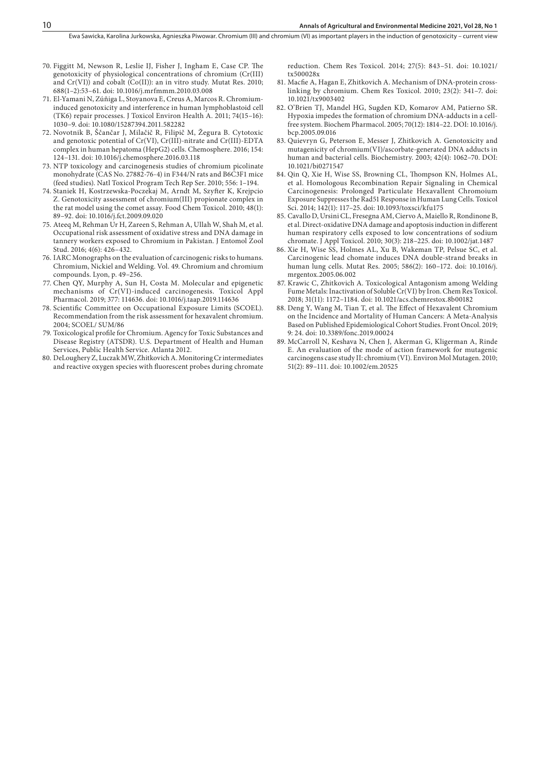70. Figgitt M, Newson R, Leslie IJ, Fisher J, Ingham E, Case CP. The genotoxicity of physiological concentrations of chromium (Cr(III) and Cr(VI)) and cobalt (Co(II)): an in vitro study. Mutat Res. 2010; 688(1–2):53–61. doi: 10.1016/j.mrfmmm.2010.03.008
71. El-Yamani N, Zúñiga L, Stoyanova E, Creus A, Marcos R. Chromium-induced genotoxicity and interference in human lymphoblastoid cell (TK6) repair processes. J Toxicol Environ Health A. 2011; 74(15–16): 1030–9. doi: 10.1080/15287394.2011.582282
72. Novotnik B, Ščančar J, Milačič R, Filipič M, Žegura B. Cytotoxic and genotoxic potential of Cr(VI), Cr(III)-nitrate and Cr(III)-EDTA complex in human hepatoma (HepG2) cells. Chemosphere. 2016; 154: 124–131. doi: 10.1016/j.chemosphere.2016.03.118
73. NTP toxicology and carcinogenesis studies of chromium picolinate monohydrate (CAS No. 27882-76-4) in F344/N rats and B6C3F1 mice (feed studies). Natl Toxicol Program Tech Rep Ser. 2010; 556: 1–194.
74. Staniek H, Kostrzewska-Poczekaj M, Arndt M, Szyfter K, Krejpcio Z. Genotoxicity assessment of chromium(III) propionate complex in the rat model using the comet assay. Food Chem Toxicol. 2010; 48(1): 89–92. doi: 10.1016/j.fct.2009.09.020
75. Ateeq M, Rehman Ur H, Zareen S, Rehman A, Ullah W, Shah M, et al. Occupational risk assessment of oxidative stress and DNA damage in tannery workers exposed to Chromium in Pakistan. J Entomol Zool Stud. 2016; 4(6): 426–432.
76. IARC Monographs on the evaluation of carcinogenic risks to humans. Chromium, Nickiel and Welding. Vol. 49. Chromium and chromium compounds. Lyon, p. 49–256.
77. Chen QY, Murphy A, Sun H, Costa M. Molecular and epigenetic mechanisms of Cr(VI)-induced carcinogenesis. Toxicol Appl Pharmacol. 2019; 377: 114636. doi: 10.1016/j.taap.2019.114636
78. Scientific Committee on Occupational Exposure Limits (SCOEL). Recommendation from the risk assessment for hexavalent chromium. 2004; SCOEL/ SUM/86
79. Toxicological profile for Chromium. Agency for Toxic Substances and Disease Registry (ATSDR). U.S. Department of Health and Human Services, Public Health Service. Atlanta 2012.
80. DeLoughery Z, Luczak MW, Zhitkovich A. Monitoring Cr intermediates and reactive oxygen species with fluorescent probes during chromate reduction. Chem Res Toxicol. 2014; 27(5): 843–51. doi: 10.1021/tx500028x
81. Macfie A, Hagan E, Zhitkovich A. Mechanism of DNA-protein cross-linking by chromium. Chem Res Toxicol. 2010; 23(2): 341–7. doi: 10.1021/tx9003402
82. O'Brien TJ, Mandel HG, Sugden KD, Komarov AM, Patierno SR. Hypoxia impedes the formation of chromium DNA-adducts in a cell-free system. Biochem Pharmacol. 2005; 70(12): 1814–22. DOI: 10.1016/j.bcp.2005.09.016
83. Quievryn G, Peterson E, Messer J, Zhitkovich A. Genotoxicity and mutagenicity of chromium(VI)/ascorbate-generated DNA adducts in human and bacterial cells. Biochemistry. 2003; 42(4): 1062–70. DOI: 10.1021/bi0271547
84. Qin Q, Xie H, Wise SS, Browning CL, Thompson KN, Holmes AL, et al. Homologous Recombination Repair Signaling in Chemical Carcinogenesis: Prolonged Particulate Hexavallent Chromoium Exposure Suppresses the Rad51 Response in Human Lung Cells. Toxicol Sci. 2014; 142(1): 117–25. doi: 10.1093/toxsci/kfu175
85. Cavallo D, Ursini CL, Fresegna AM, Ciervo A, Maiello R, Rondinone B, et al. Direct-oxidative DNA damage and apoptosis induction in different human respiratory cells exposed to low concentrations of sodium chromate. J Appl Toxicol. 2010; 30(3): 218–225. doi: 10.1002/jat.1487
86. Xie H, Wise SS, Holmes AL, Xu B, Wakeman TP, Pelsue SC, et al. Carcinogenic lead chomate induces DNA double-strand breaks in human lung cells. Mutat Res. 2005; 586(2): 160–172. doi: 10.1016/j.mrgentox.2005.06.002
87. Krawic C, Zhitkovich A. Toxicological Antagonism among Welding Fume Metals: Inactivation of Soluble Cr(VI) by Iron. Chem Res Toxicol. 2018; 31(11): 1172–1184. doi: 10.1021/acs.chemrestox.8b00182
88. Deng Y, Wang M, Tian T, et al. The Effect of Hexavalent Chromium on the Incidence and Mortality of Human Cancers: A Meta-Analysis Based on Published Epidemiological Cohort Studies. Front Oncol. 2019; 9: 24. doi: 10.3389/fonc.2019.00024
89. McCarroll N, Keshava N, Chen J, Akerman G, Kligerman A, Rinde E. An evaluation of the mode of action framework for mutagenic carcinogens case study II: chromium (VI). Environ Mol Mutagen. 2010; 51(2): 89–111. doi: 10.1002/em.20525